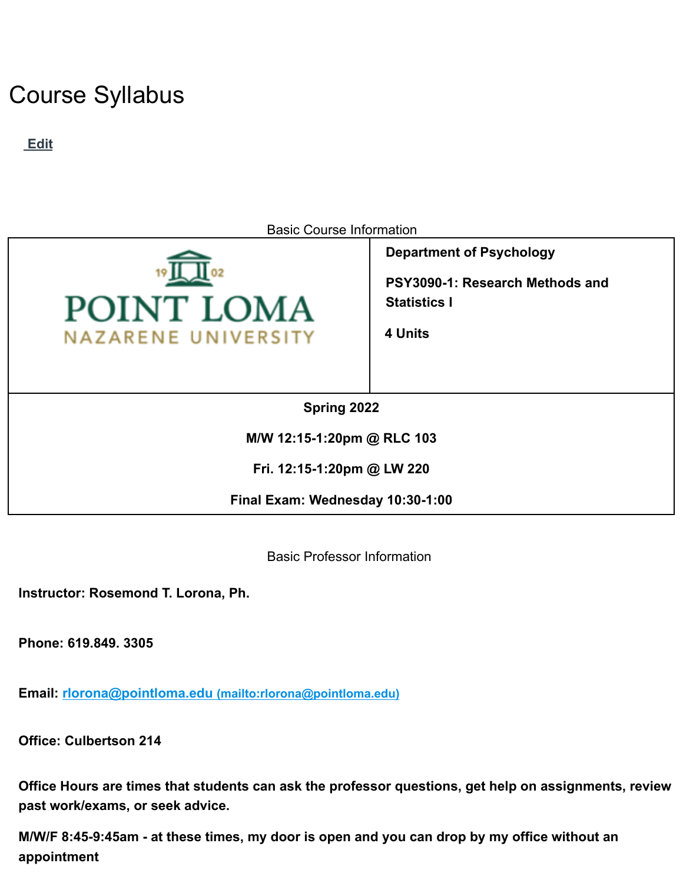# Course Syllabus

**Edit**

Basic Course Information

| | **Department of Psychology**<br><br>**PSY3090-1: Research Methods and Statistics I**<br><br>**4 Units** |
|---|---|
| **Spring 2022**<br><br>**M/W 12:15-1:20pm @ RLC 103**<br><br>**Fri. 12:15-1:20pm @ LW 220**<br><br>**Final Exam: Wednesday 10:30-1:00** | |

Basic Professor Information

**Instructor: Rosemond T. Lorona, Ph.**

**Phone: 619.849. 3305**

**Email:** [rlorona@pointloma.edu](mailto:rlorona@pointloma.edu) (mailto:rlorona@pointloma.edu)

**Office: Culbertson 214**

**Office Hours are times that students can ask the professor questions, get help on assignments, review past work/exams, or seek advice.**

**M/W/F 8:45-9:45am - at these times, my door is open and you can drop by my office without an appointment**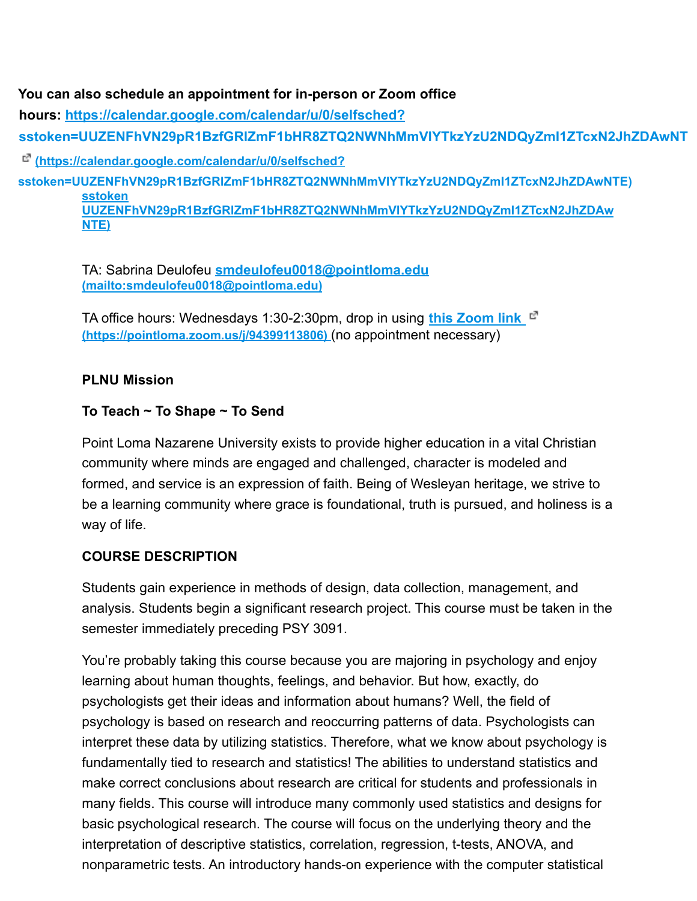**You can also schedule an appointment for in-person or Zoom office hours: [https://calendar.google.com/calendar/u/0/selfsched?sstoken=UUZENFhVN29pR1BzfGRlZmF1bHR8ZTQ2NWNhMmVlYTkzYzU2NDQyZmI1ZTcxN2JhZDAwNT](https://calendar.google.com/calendar/u/0/selfsched?sstoken=UUZENFhVN29pR1BzfGRlZmF1bHR8ZTQ2NWNhMmVlYTkzYzU2NDQyZmI1ZTcxN2JhZDAwNTE) (https://calendar.google.com/calendar/u/0/selfsched?sstoken=UUZENFhVN29pR1BzfGRlZmF1bHR8ZTQ2NWNhMmVlYTkzYzU2NDQyZmI1ZTcxN2JhZDAwNTE)**

sstoken UUZENFhVN29pR1BzfGRlZmF1bHR8ZTQ2NWNhMmVlYTkzYzU2NDQyZmI1ZTcxN2JhZDAwNTE)

TA: Sabrina Deulofeu [smdeulofeu0018@pointloma.edu](mailto:smdeulofeu0018@pointloma.edu) (mailto:smdeulofeu0018@pointloma.edu)

TA office hours: Wednesdays 1:30-2:30pm, drop in using [this Zoom link](https://pointloma.zoom.us/j/94399113806) (https://pointloma.zoom.us/j/94399113806) (no appointment necessary)

**PLNU Mission**

**To Teach ~ To Shape ~ To Send**

Point Loma Nazarene University exists to provide higher education in a vital Christian community where minds are engaged and challenged, character is modeled and formed, and service is an expression of faith. Being of Wesleyan heritage, we strive to be a learning community where grace is foundational, truth is pursued, and holiness is a way of life.

**COURSE DESCRIPTION**

Students gain experience in methods of design, data collection, management, and analysis. Students begin a significant research project. This course must be taken in the semester immediately preceding PSY 3091.

You're probably taking this course because you are majoring in psychology and enjoy learning about human thoughts, feelings, and behavior. But how, exactly, do psychologists get their ideas and information about humans? Well, the field of psychology is based on research and reoccurring patterns of data. Psychologists can interpret these data by utilizing statistics. Therefore, what we know about psychology is fundamentally tied to research and statistics! The abilities to understand statistics and make correct conclusions about research are critical for students and professionals in many fields. This course will introduce many commonly used statistics and designs for basic psychological research. The course will focus on the underlying theory and the interpretation of descriptive statistics, correlation, regression, t-tests, ANOVA, and nonparametric tests. An introductory hands-on experience with the computer statistical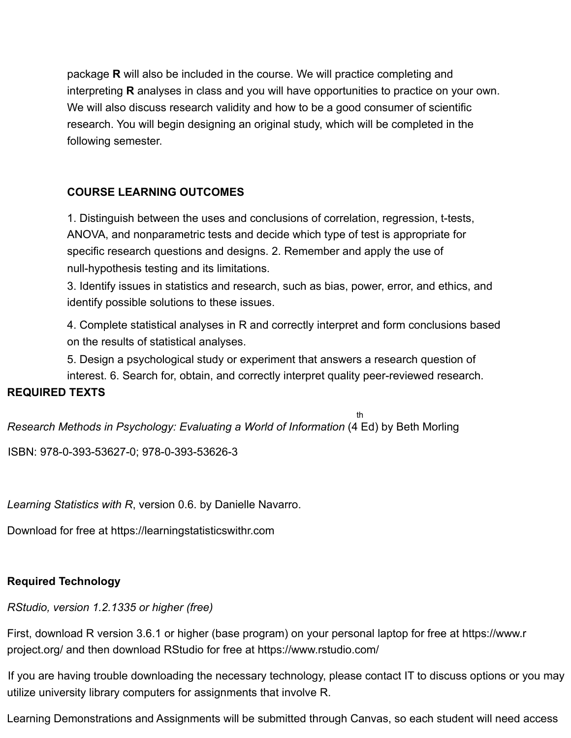package **R** will also be included in the course. We will practice completing and interpreting **R** analyses in class and you will have opportunities to practice on your own. We will also discuss research validity and how to be a good consumer of scientific research. You will begin designing an original study, which will be completed in the following semester.

**COURSE LEARNING OUTCOMES**

1. Distinguish between the uses and conclusions of correlation, regression, t-tests, ANOVA, and nonparametric tests and decide which type of test is appropriate for specific research questions and designs.
2. Remember and apply the use of null-hypothesis testing and its limitations.
3. Identify issues in statistics and research, such as bias, power, error, and ethics, and identify possible solutions to these issues.
4. Complete statistical analyses in R and correctly interpret and form conclusions based on the results of statistical analyses.
5. Design a psychological study or experiment that answers a research question of interest.
6. Search for, obtain, and correctly interpret quality peer-reviewed research.

**REQUIRED TEXTS**

*Research Methods in Psychology: Evaluating a World of Information* (4th Ed) by Beth Morling

ISBN: 978-0-393-53627-0; 978-0-393-53626-3

*Learning Statistics with R*, version 0.6. by Danielle Navarro.

Download for free at https://learningstatisticswithr.com

**Required Technology**

*RStudio, version 1.2.1335 or higher (free)*

First, download R version 3.6.1 or higher (base program) on your personal laptop for free at https://www.r project.org/ and then download RStudio for free at https://www.rstudio.com/

If you are having trouble downloading the necessary technology, please contact IT to discuss options or you may utilize university library computers for assignments that involve R.

Learning Demonstrations and Assignments will be submitted through Canvas, so each student will need access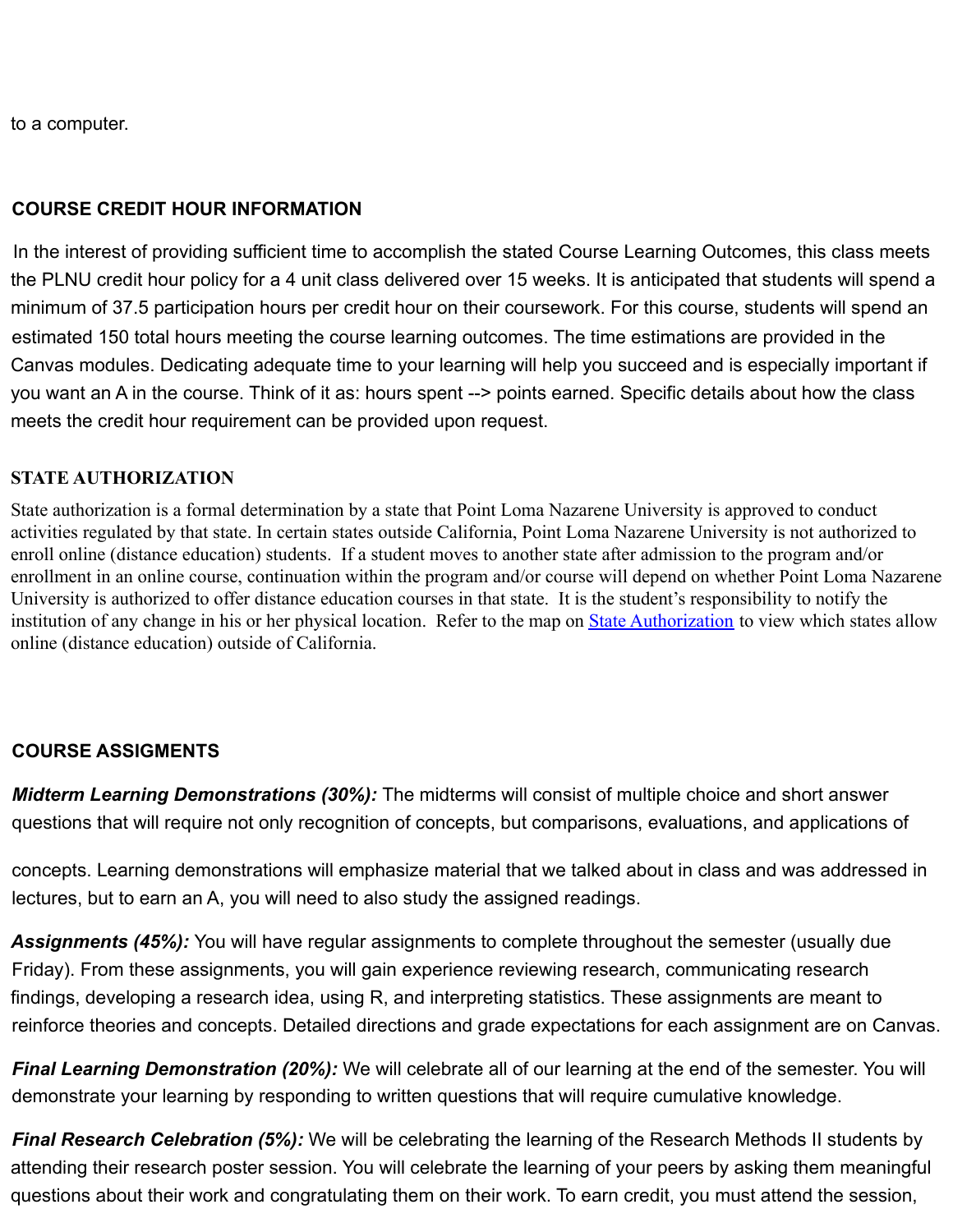to a computer.

## COURSE CREDIT HOUR INFORMATION

In the interest of providing sufficient time to accomplish the stated Course Learning Outcomes, this class meets the PLNU credit hour policy for a 4 unit class delivered over 15 weeks. It is anticipated that students will spend a minimum of 37.5 participation hours per credit hour on their coursework. For this course, students will spend an estimated 150 total hours meeting the course learning outcomes. The time estimations are provided in the Canvas modules. Dedicating adequate time to your learning will help you succeed and is especially important if you want an A in the course. Think of it as: hours spent --> points earned. Specific details about how the class meets the credit hour requirement can be provided upon request.

## STATE AUTHORIZATION

State authorization is a formal determination by a state that Point Loma Nazarene University is approved to conduct activities regulated by that state. In certain states outside California, Point Loma Nazarene University is not authorized to enroll online (distance education) students. If a student moves to another state after admission to the program and/or enrollment in an online course, continuation within the program and/or course will depend on whether Point Loma Nazarene University is authorized to offer distance education courses in that state. It is the student's responsibility to notify the institution of any change in his or her physical location. Refer to the map on [State Authorization] to view which states allow online (distance education) outside of California.

## COURSE ASSIGMENTS

***Midterm Learning Demonstrations (30%):*** The midterms will consist of multiple choice and short answer questions that will require not only recognition of concepts, but comparisons, evaluations, and applications of concepts. Learning demonstrations will emphasize material that we talked about in class and was addressed in lectures, but to earn an A, you will need to also study the assigned readings.

***Assignments (45%):*** You will have regular assignments to complete throughout the semester (usually due Friday). From these assignments, you will gain experience reviewing research, communicating research findings, developing a research idea, using R, and interpreting statistics. These assignments are meant to reinforce theories and concepts. Detailed directions and grade expectations for each assignment are on Canvas.

***Final Learning Demonstration (20%):*** We will celebrate all of our learning at the end of the semester. You will demonstrate your learning by responding to written questions that will require cumulative knowledge.

***Final Research Celebration (5%):*** We will be celebrating the learning of the Research Methods II students by attending their research poster session. You will celebrate the learning of your peers by asking them meaningful questions about their work and congratulating them on their work. To earn credit, you must attend the session,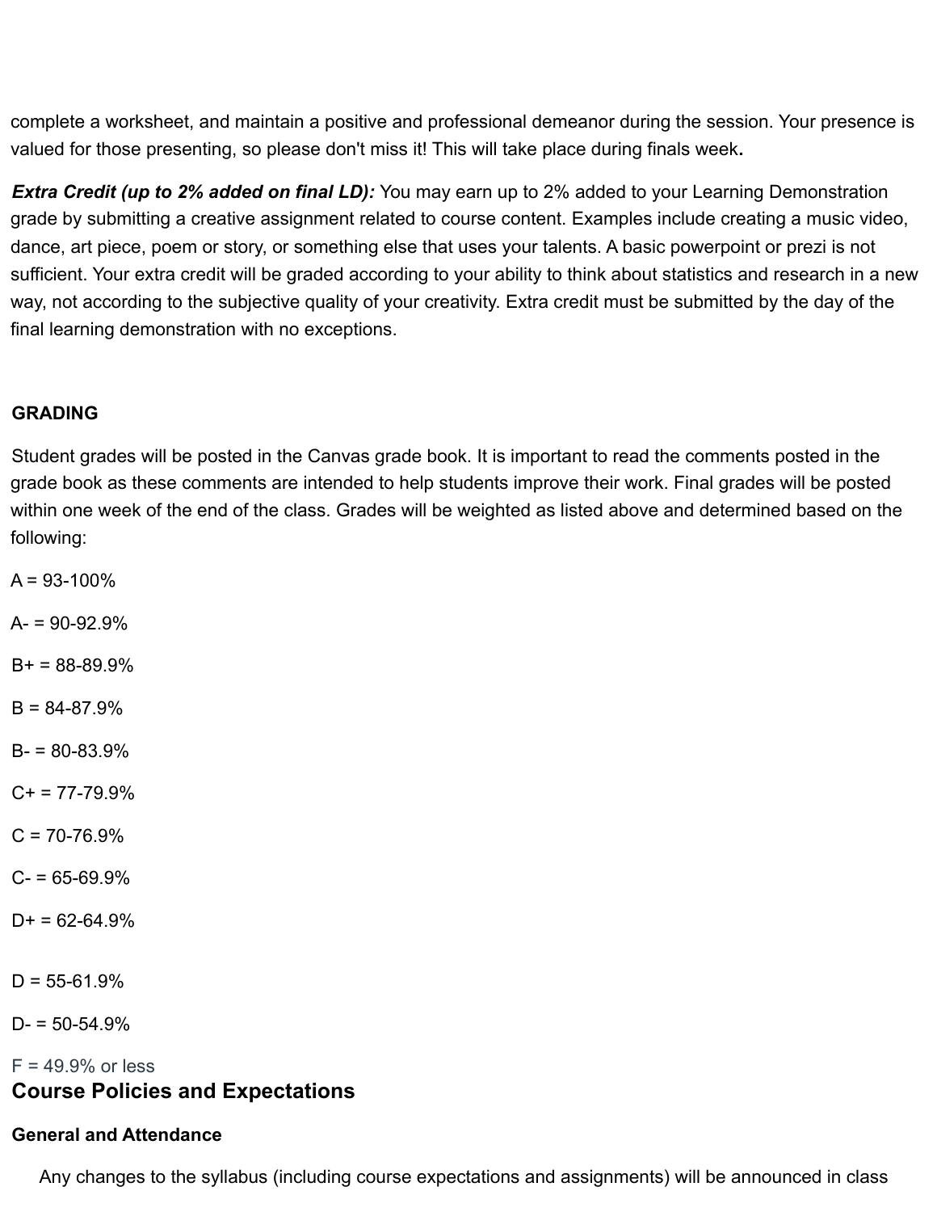complete a worksheet, and maintain a positive and professional demeanor during the session. Your presence is valued for those presenting, so please don't miss it! This will take place during finals week**.**

***Extra Credit (up to 2% added on final LD):*** You may earn up to 2% added to your Learning Demonstration grade by submitting a creative assignment related to course content. Examples include creating a music video, dance, art piece, poem or story, or something else that uses your talents. A basic powerpoint or prezi is not sufficient. Your extra credit will be graded according to your ability to think about statistics and research in a new way, not according to the subjective quality of your creativity. Extra credit must be submitted by the day of the final learning demonstration with no exceptions.

**GRADING**

Student grades will be posted in the Canvas grade book. It is important to read the comments posted in the grade book as these comments are intended to help students improve their work. Final grades will be posted within one week of the end of the class. Grades will be weighted as listed above and determined based on the following:

A = 93-100%

A- = 90-92.9%

B+ = 88-89.9%

B = 84-87.9%

B- = 80-83.9%

C+ = 77-79.9%

C = 70-76.9%

C- = 65-69.9%

D+ = 62-64.9%

D = 55-61.9%

D- = 50-54.9%

F = 49.9% or less

## Course Policies and Expectations

### General and Attendance

Any changes to the syllabus (including course expectations and assignments) will be announced in class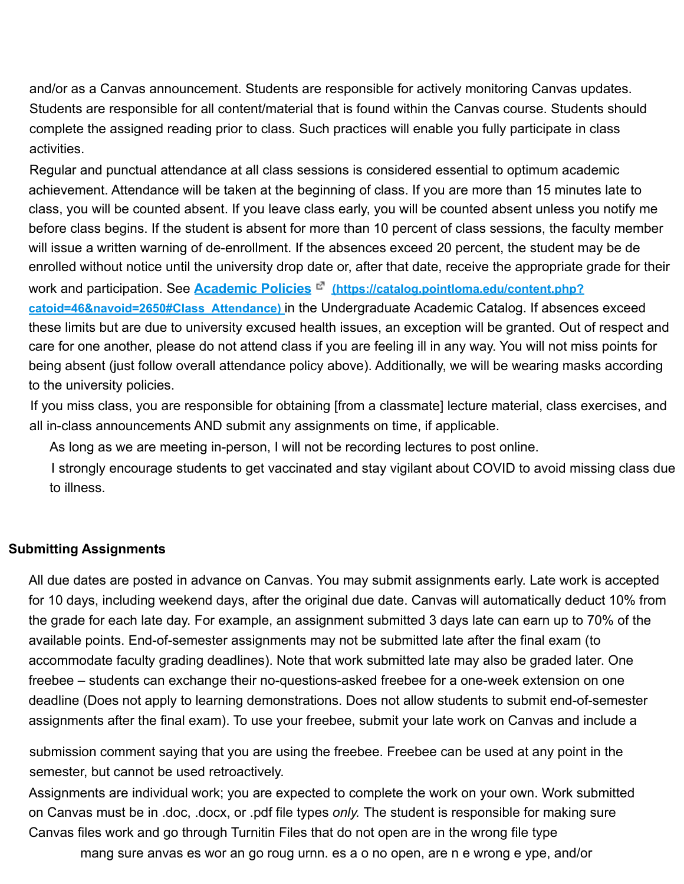and/or as a Canvas announcement. Students are responsible for actively monitoring Canvas updates. Students are responsible for all content/material that is found within the Canvas course. Students should complete the assigned reading prior to class. Such practices will enable you fully participate in class activities.

Regular and punctual attendance at all class sessions is considered essential to optimum academic achievement. Attendance will be taken at the beginning of class. If you are more than 15 minutes late to class, you will be counted absent. If you leave class early, you will be counted absent unless you notify me before class begins. If the student is absent for more than 10 percent of class sessions, the faculty member will issue a written warning of de-enrollment. If the absences exceed 20 percent, the student may be de enrolled without notice until the university drop date or, after that date, receive the appropriate grade for their work and participation. See **[Academic Policies](https://catalog.pointloma.edu/content.php?catoid=46&navoid=2650#Class_Attendance)** **(https://catalog.pointloma.edu/content.php?catoid=46&navoid=2650#Class_Attendance)** in the Undergraduate Academic Catalog. If absences exceed these limits but are due to university excused health issues, an exception will be granted. Out of respect and care for one another, please do not attend class if you are feeling ill in any way. You will not miss points for being absent (just follow overall attendance policy above). Additionally, we will be wearing masks according to the university policies.

If you miss class, you are responsible for obtaining [from a classmate] lecture material, class exercises, and all in-class announcements AND submit any assignments on time, if applicable.

As long as we are meeting in-person, I will not be recording lectures to post online.

I strongly encourage students to get vaccinated and stay vigilant about COVID to avoid missing class due to illness.

**Submitting Assignments**

All due dates are posted in advance on Canvas. You may submit assignments early. Late work is accepted for 10 days, including weekend days, after the original due date. Canvas will automatically deduct 10% from the grade for each late day. For example, an assignment submitted 3 days late can earn up to 70% of the available points. End-of-semester assignments may not be submitted late after the final exam (to accommodate faculty grading deadlines). Note that work submitted late may also be graded later. One freebee – students can exchange their no-questions-asked freebee for a one-week extension on one deadline (Does not apply to learning demonstrations. Does not allow students to submit end-of-semester assignments after the final exam). To use your freebee, submit your late work on Canvas and include a submission comment saying that you are using the freebee. Freebee can be used at any point in the semester, but cannot be used retroactively.

Assignments are individual work; you are expected to complete the work on your own. Work submitted on Canvas must be in .doc, .docx, or .pdf file types *only.* The student is responsible for making sure Canvas files work and go through Turnitin Files that do not open are in the wrong file type

mang sure anvas es wor an go roug urnn. es a o no open, are n e wrong e ype, and/or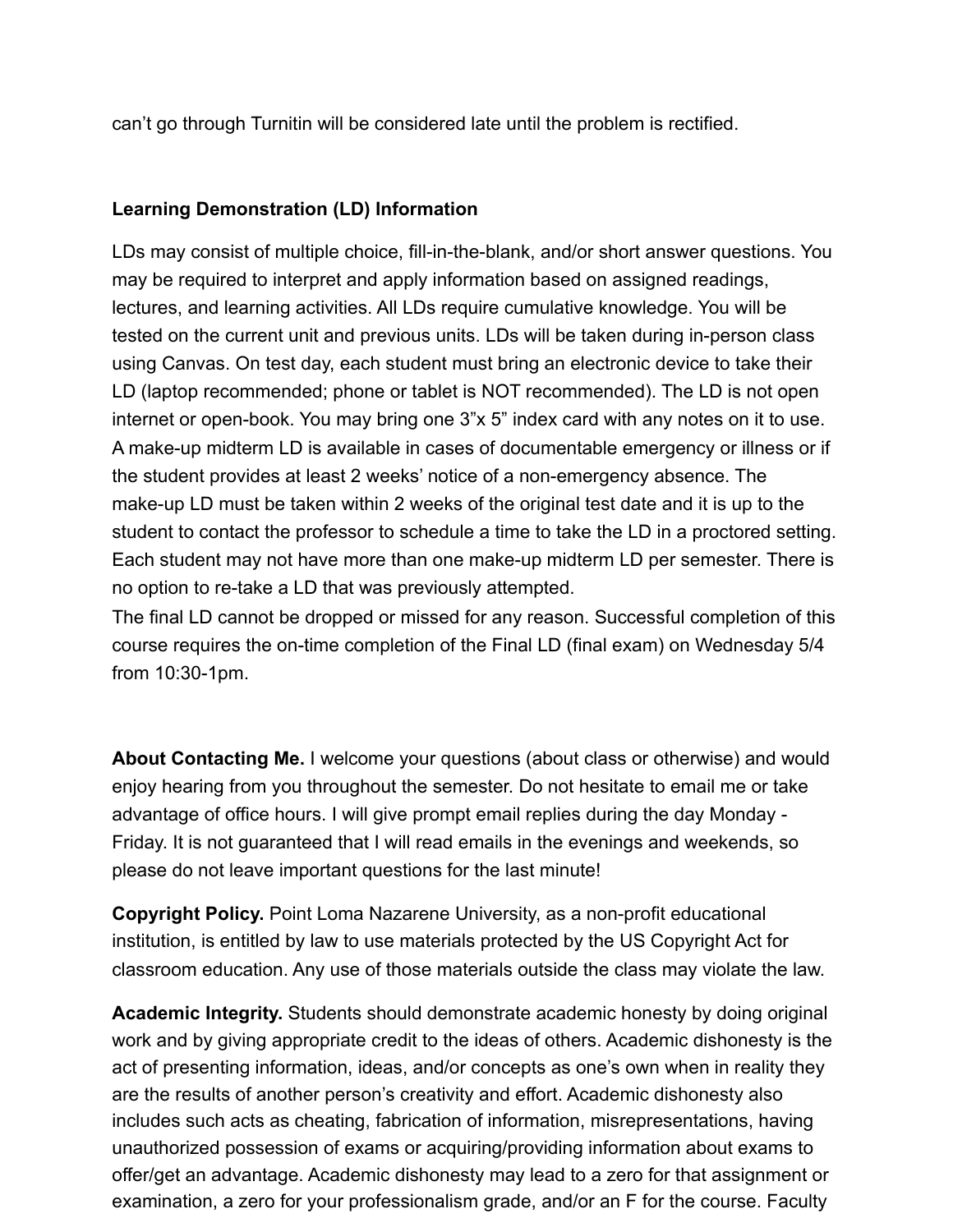can't go through Turnitin will be considered late until the problem is rectified.

**Learning Demonstration (LD) Information**

LDs may consist of multiple choice, fill-in-the-blank, and/or short answer questions. You may be required to interpret and apply information based on assigned readings, lectures, and learning activities. All LDs require cumulative knowledge. You will be tested on the current unit and previous units. LDs will be taken during in-person class using Canvas. On test day, each student must bring an electronic device to take their LD (laptop recommended; phone or tablet is NOT recommended). The LD is not open internet or open-book. You may bring one 3"x 5" index card with any notes on it to use. A make-up midterm LD is available in cases of documentable emergency or illness or if the student provides at least 2 weeks' notice of a non-emergency absence. The make-up LD must be taken within 2 weeks of the original test date and it is up to the student to contact the professor to schedule a time to take the LD in a proctored setting. Each student may not have more than one make-up midterm LD per semester. There is no option to re-take a LD that was previously attempted.
The final LD cannot be dropped or missed for any reason. Successful completion of this course requires the on-time completion of the Final LD (final exam) on Wednesday 5/4 from 10:30-1pm.

**About Contacting Me.** I welcome your questions (about class or otherwise) and would enjoy hearing from you throughout the semester. Do not hesitate to email me or take advantage of office hours. I will give prompt email replies during the day Monday - Friday. It is not guaranteed that I will read emails in the evenings and weekends, so please do not leave important questions for the last minute!

**Copyright Policy.** Point Loma Nazarene University, as a non-profit educational institution, is entitled by law to use materials protected by the US Copyright Act for classroom education. Any use of those materials outside the class may violate the law.

**Academic Integrity.** Students should demonstrate academic honesty by doing original work and by giving appropriate credit to the ideas of others. Academic dishonesty is the act of presenting information, ideas, and/or concepts as one's own when in reality they are the results of another person's creativity and effort. Academic dishonesty also includes such acts as cheating, fabrication of information, misrepresentations, having unauthorized possession of exams or acquiring/providing information about exams to offer/get an advantage. Academic dishonesty may lead to a zero for that assignment or examination, a zero for your professionalism grade, and/or an F for the course. Faculty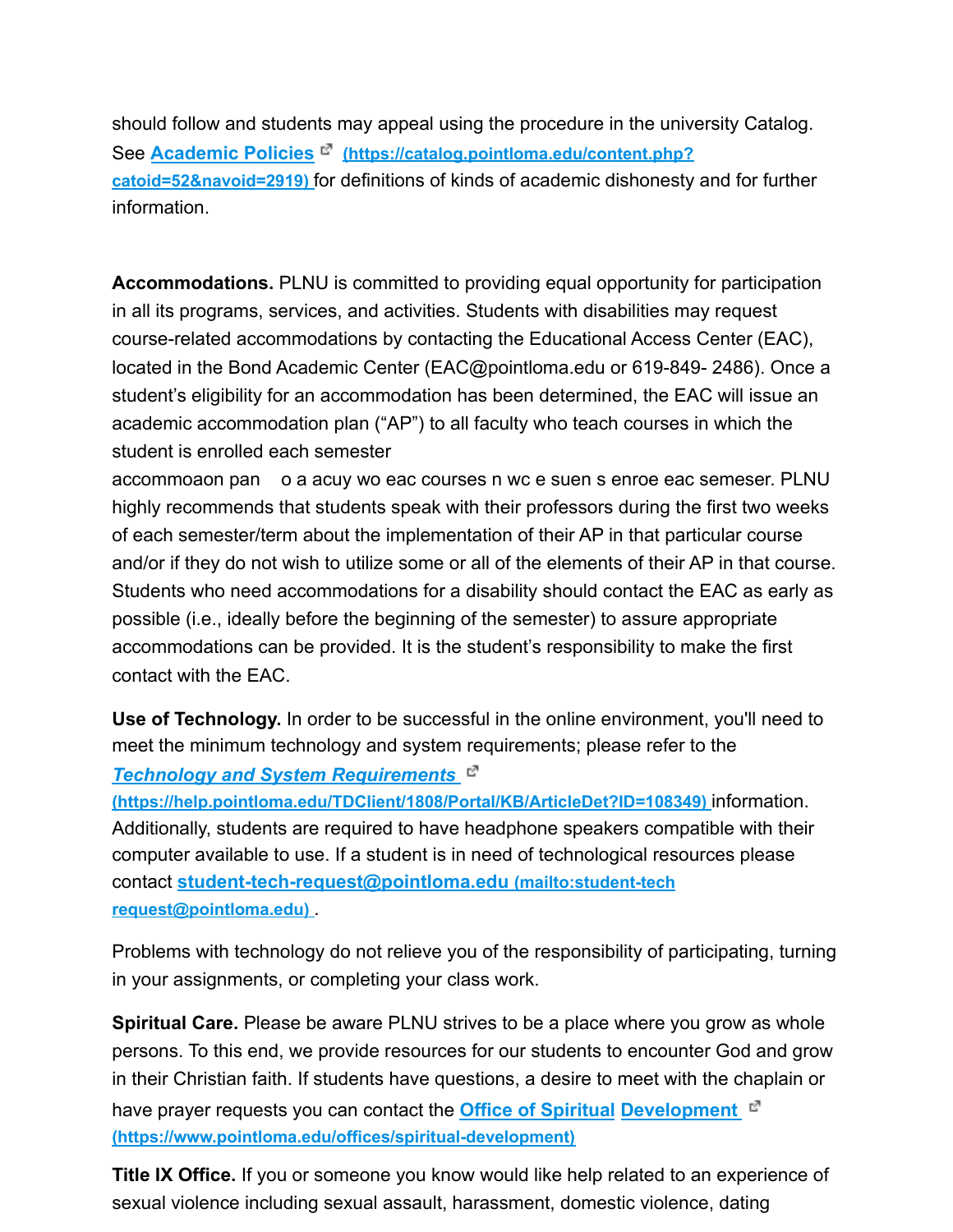should follow and students may appeal using the procedure in the university Catalog. See [Academic Policies (https://catalog.pointloma.edu/content.php?catoid=52&navoid=2919)](https://catalog.pointloma.edu/content.php?catoid=52&navoid=2919) for definitions of kinds of academic dishonesty and for further information.

**Accommodations.** PLNU is committed to providing equal opportunity for participation in all its programs, services, and activities. Students with disabilities may request course-related accommodations by contacting the Educational Access Center (EAC), located in the Bond Academic Center (EAC@pointloma.edu or 619-849- 2486). Once a student's eligibility for an accommodation has been determined, the EAC will issue an academic accommodation plan ("AP") to all faculty who teach courses in which the student is enrolled each semester

accommoaon pan o a acuy wo eac courses n wc e suen s enroe eac semeser. PLNU highly recommends that students speak with their professors during the first two weeks of each semester/term about the implementation of their AP in that particular course and/or if they do not wish to utilize some or all of the elements of their AP in that course. Students who need accommodations for a disability should contact the EAC as early as possible (i.e., ideally before the beginning of the semester) to assure appropriate accommodations can be provided. It is the student's responsibility to make the first contact with the EAC.

**Use of Technology.** In order to be successful in the online environment, you'll need to meet the minimum technology and system requirements; please refer to the [*Technology and System Requirements* (https://help.pointloma.edu/TDClient/1808/Portal/KB/ArticleDet?ID=108349)](https://help.pointloma.edu/TDClient/1808/Portal/KB/ArticleDet?ID=108349) information. Additionally, students are required to have headphone speakers compatible with their computer available to use. If a student is in need of technological resources please contact [student-tech-request@pointloma.edu (mailto:student-tech request@pointloma.edu)](mailto:student-tech-request@pointloma.edu) .

Problems with technology do not relieve you of the responsibility of participating, turning in your assignments, or completing your class work.

**Spiritual Care.** Please be aware PLNU strives to be a place where you grow as whole persons. To this end, we provide resources for our students to encounter God and grow in their Christian faith. If students have questions, a desire to meet with the chaplain or have prayer requests you can contact the [Office of Spiritual Development (https://www.pointloma.edu/offices/spiritual-development)](https://www.pointloma.edu/offices/spiritual-development)

**Title IX Office.** If you or someone you know would like help related to an experience of sexual violence including sexual assault, harassment, domestic violence, dating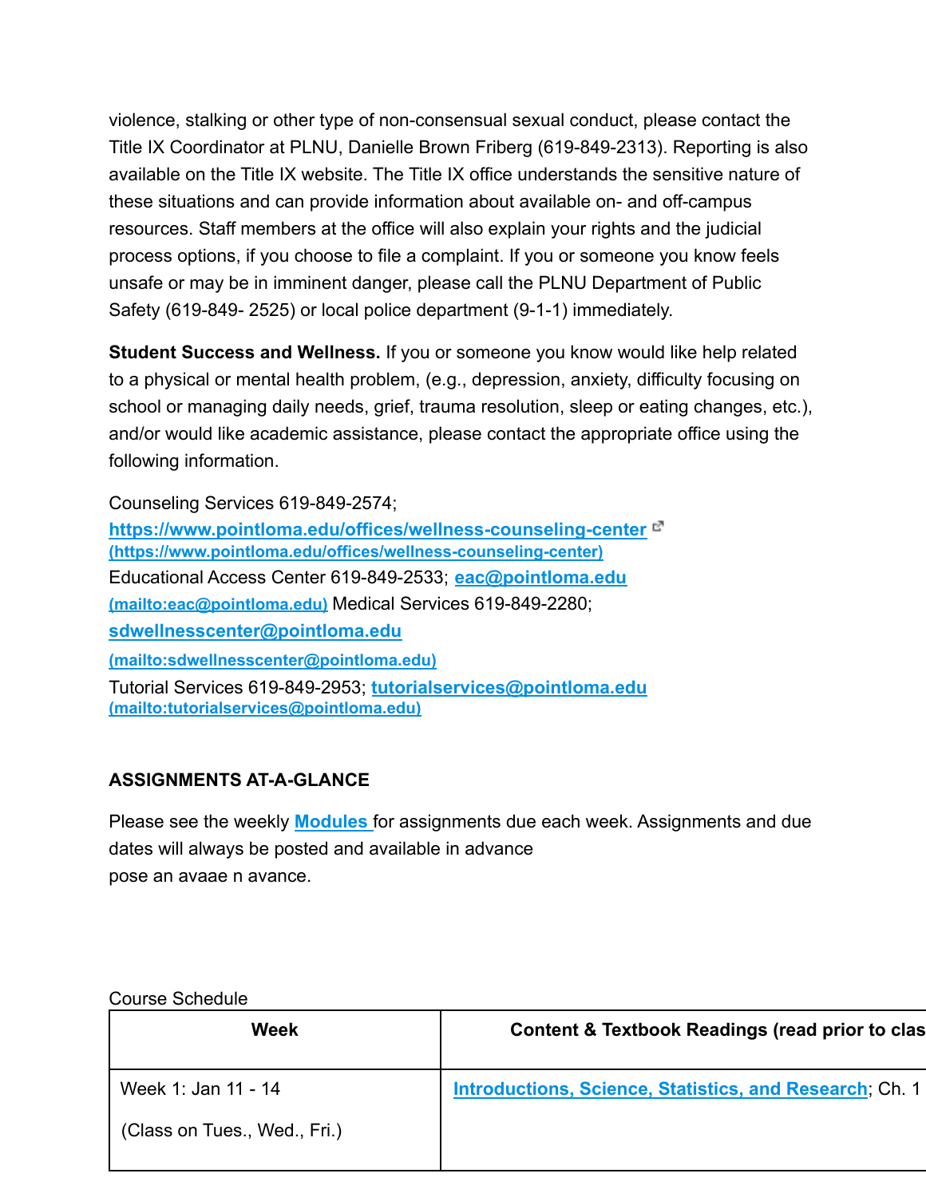violence, stalking or other type of non-consensual sexual conduct, please contact the Title IX Coordinator at PLNU, Danielle Brown Friberg (619-849-2313). Reporting is also available on the Title IX website. The Title IX office understands the sensitive nature of these situations and can provide information about available on- and off-campus resources. Staff members at the office will also explain your rights and the judicial process options, if you choose to file a complaint. If you or someone you know feels unsafe or may be in imminent danger, please call the PLNU Department of Public Safety (619-849- 2525) or local police department (9-1-1) immediately.

**Student Success and Wellness.** If you or someone you know would like help related to a physical or mental health problem, (e.g., depression, anxiety, difficulty focusing on school or managing daily needs, grief, trauma resolution, sleep or eating changes, etc.), and/or would like academic assistance, please contact the appropriate office using the following information.

Counseling Services 619-849-2574; [https://www.pointloma.edu/offices/wellness-counseling-center](https://www.pointloma.edu/offices/wellness-counseling-center) (https://www.pointloma.edu/offices/wellness-counseling-center)
Educational Access Center 619-849-2533; [eac@pointloma.edu](mailto:eac@pointloma.edu) (mailto:eac@pointloma.edu) Medical Services 619-849-2280; [sdwellnesscenter@pointloma.edu](mailto:sdwellnesscenter@pointloma.edu) (mailto:sdwellnesscenter@pointloma.edu)
Tutorial Services 619-849-2953; [tutorialservices@pointloma.edu](mailto:tutorialservices@pointloma.edu) (mailto:tutorialservices@pointloma.edu)

### ASSIGNMENTS AT-A-GLANCE

Please see the weekly **Modules** for assignments due each week. Assignments and due dates will always be posted and available in advance
pose an avaae n avance.

Course Schedule

| Week | Content & Textbook Readings (read prior to clas |
|---|---|
| Week 1: Jan 11 - 14<br><br>(Class on Tues., Wed., Fri.) | **Introductions, Science, Statistics, and Research**; Ch. 1 |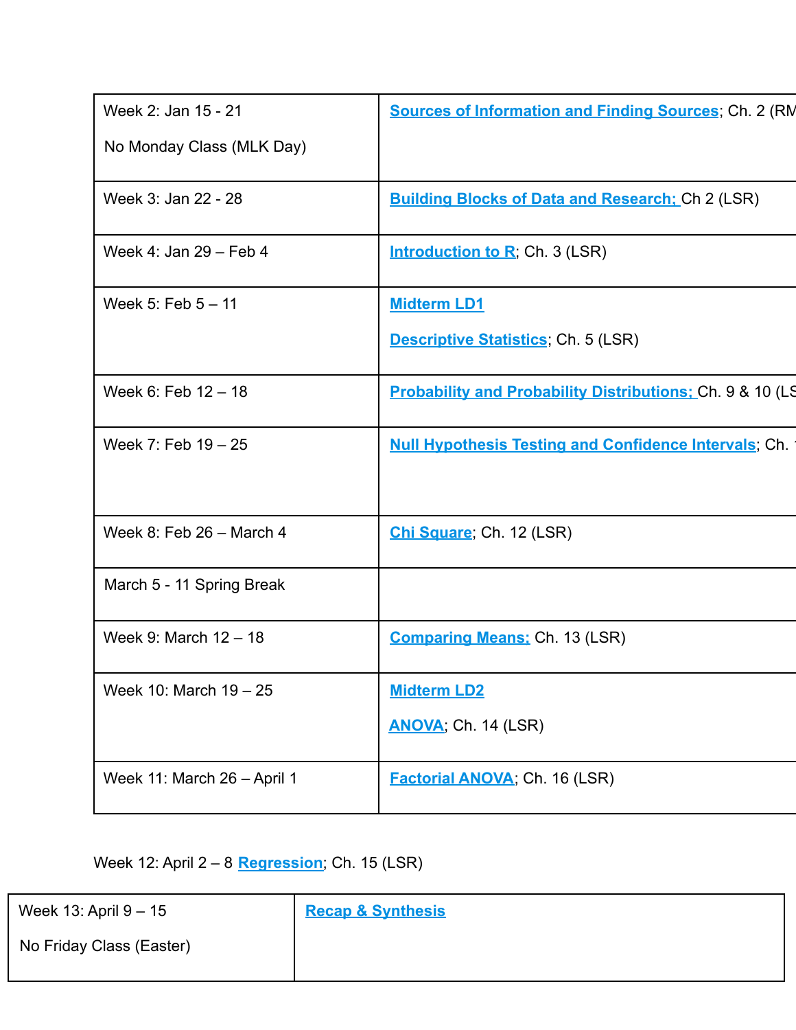| | |
|---|---|
| Week 2: Jan 15 - 21<br><br>No Monday Class (MLK Day) | **Sources of Information and Finding Sources**; Ch. 2 (RM |
| Week 3: Jan 22 - 28 | **Building Blocks of Data and Research;** Ch 2 (LSR) |
| Week 4: Jan 29 – Feb 4 | **Introduction to R**; Ch. 3 (LSR) |
| Week 5: Feb 5 – 11 | **Midterm LD1**<br><br>**Descriptive Statistics**; Ch. 5 (LSR) |
| Week 6: Feb 12 – 18 | **Probability and Probability Distributions;** Ch. 9 & 10 (LS |
| Week 7: Feb 19 – 25 | **Null Hypothesis Testing and Confidence Intervals**; Ch. 1 |
| Week 8: Feb 26 – March 4 | **Chi Square**; Ch. 12 (LSR) |
| March 5 - 11 Spring Break | |
| Week 9: March 12 – 18 | **Comparing Means;** Ch. 13 (LSR) |
| Week 10: March 19 – 25 | **Midterm LD2**<br><br>**ANOVA**; Ch. 14 (LSR) |
| Week 11: March 26 – April 1 | **Factorial ANOVA**; Ch. 16 (LSR) |

Week 12: April 2 – 8 **Regression**; Ch. 15 (LSR)

| | |
|---|---|
| Week 13: April 9 – 15<br><br>No Friday Class (Easter) | **Recap & Synthesis** |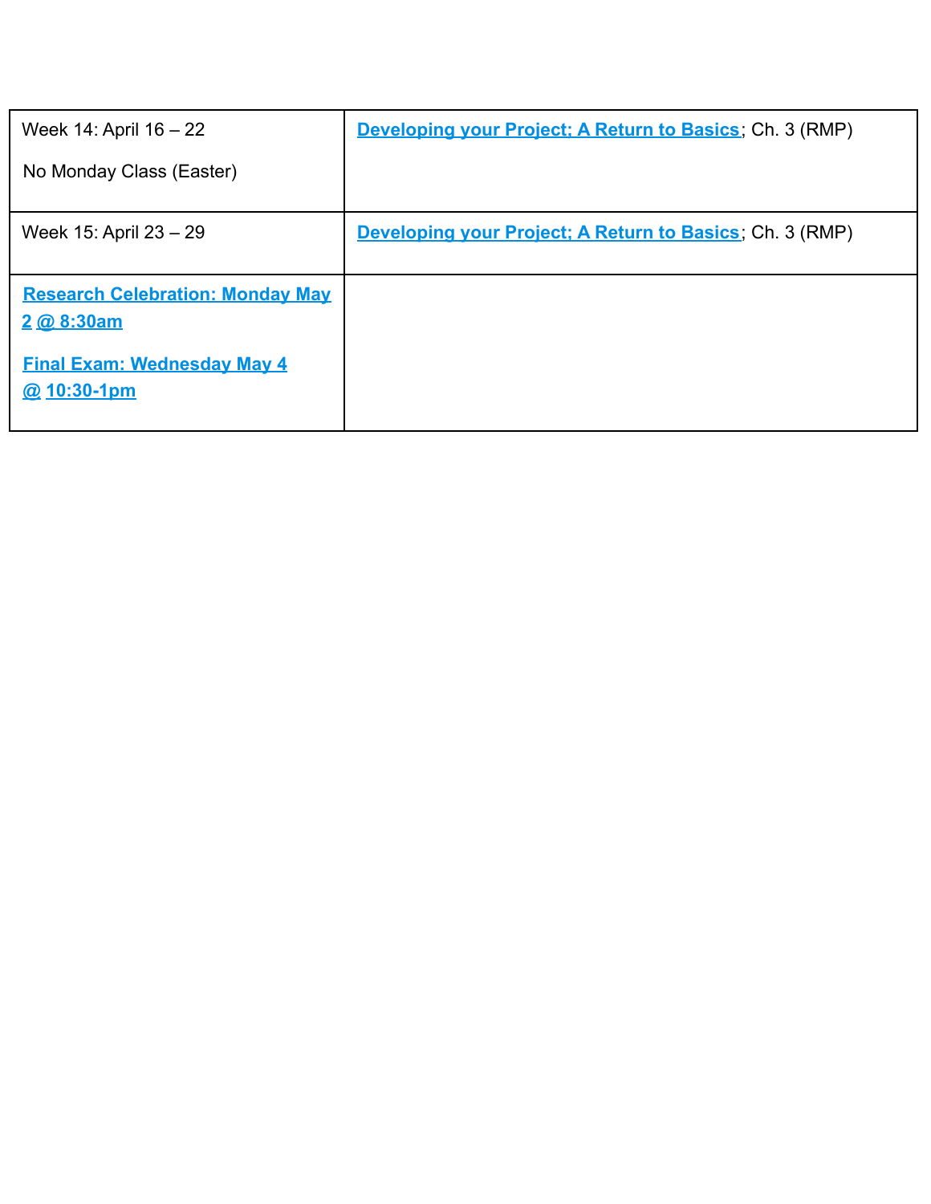| | |
|---|---|
| Week 14: April 16 – 22<br><br>No Monday Class (Easter) | **Developing your Project; A Return to Basics**; Ch. 3 (RMP) |
| Week 15: April 23 – 29 | **Developing your Project; A Return to Basics**; Ch. 3 (RMP) |
| **Research Celebration: Monday May 2 @ 8:30am**<br><br>**Final Exam: Wednesday May 4 @ 10:30-1pm** | |